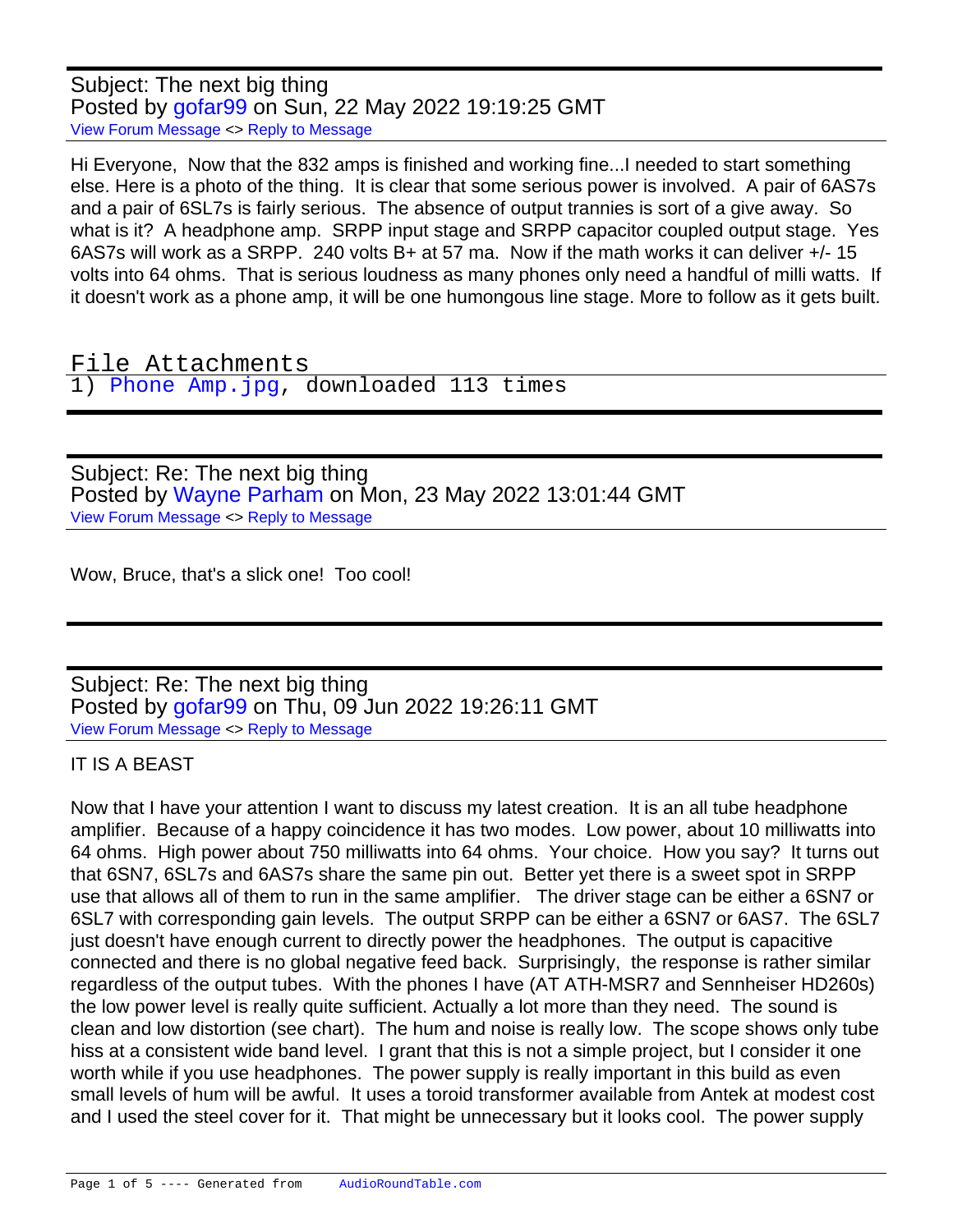Subject: The next big thing
Posted by gofar99 on Sun, 22 May 2022 19:19:25 GMT
View Forum Message <> Reply to Message

Hi Everyone, Now that the 832 amps is finished and working fine...I needed to start something else. Here is a photo of the thing. It is clear that some serious power is involved. A pair of 6AS7s and a pair of 6SL7s is fairly serious. The absence of output trannies is sort of a give away. So what is it? A headphone amp. SRPP input stage and SRPP capacitor coupled output stage. Yes 6AS7s will work as a SRPP. 240 volts B+ at 57 ma. Now if the math works it can deliver +/- 15 volts into 64 ohms. That is serious loudness as many phones only need a handful of milli watts. If it doesn't work as a phone amp, it will be one humongous line stage. More to follow as it gets built.

File Attachments
1) Phone Amp.jpg, downloaded 113 times

---

Subject: Re: The next big thing
Posted by Wayne Parham on Mon, 23 May 2022 13:01:44 GMT
View Forum Message <> Reply to Message

Wow, Bruce, that's a slick one! Too cool!

---

Subject: Re: The next big thing
Posted by gofar99 on Thu, 09 Jun 2022 19:26:11 GMT
View Forum Message <> Reply to Message

IT IS A BEAST

Now that I have your attention I want to discuss my latest creation. It is an all tube headphone amplifier. Because of a happy coincidence it has two modes. Low power, about 10 milliwatts into 64 ohms. High power about 750 milliwatts into 64 ohms. Your choice. How you say? It turns out that 6SN7, 6SL7s and 6AS7s share the same pin out. Better yet there is a sweet spot in SRPP use that allows all of them to run in the same amplifier. The driver stage can be either a 6SN7 or 6SL7 with corresponding gain levels. The output SRPP can be either a 6SN7 or 6AS7. The 6SL7 just doesn't have enough current to directly power the headphones. The output is capacitive connected and there is no global negative feed back. Surprisingly, the response is rather similar regardless of the output tubes. With the phones I have (AT ATH-MSR7 and Sennheiser HD260s) the low power level is really quite sufficient. Actually a lot more than they need. The sound is clean and low distortion (see chart). The hum and noise is really low. The scope shows only tube hiss at a consistent wide band level. I grant that this is not a simple project, but I consider it one worth while if you use headphones. The power supply is really important in this build as even small levels of hum will be awful. It uses a toroid transformer available from Antek at modest cost and I used the steel cover for it. That might be unnecessary but it looks cool. The power supply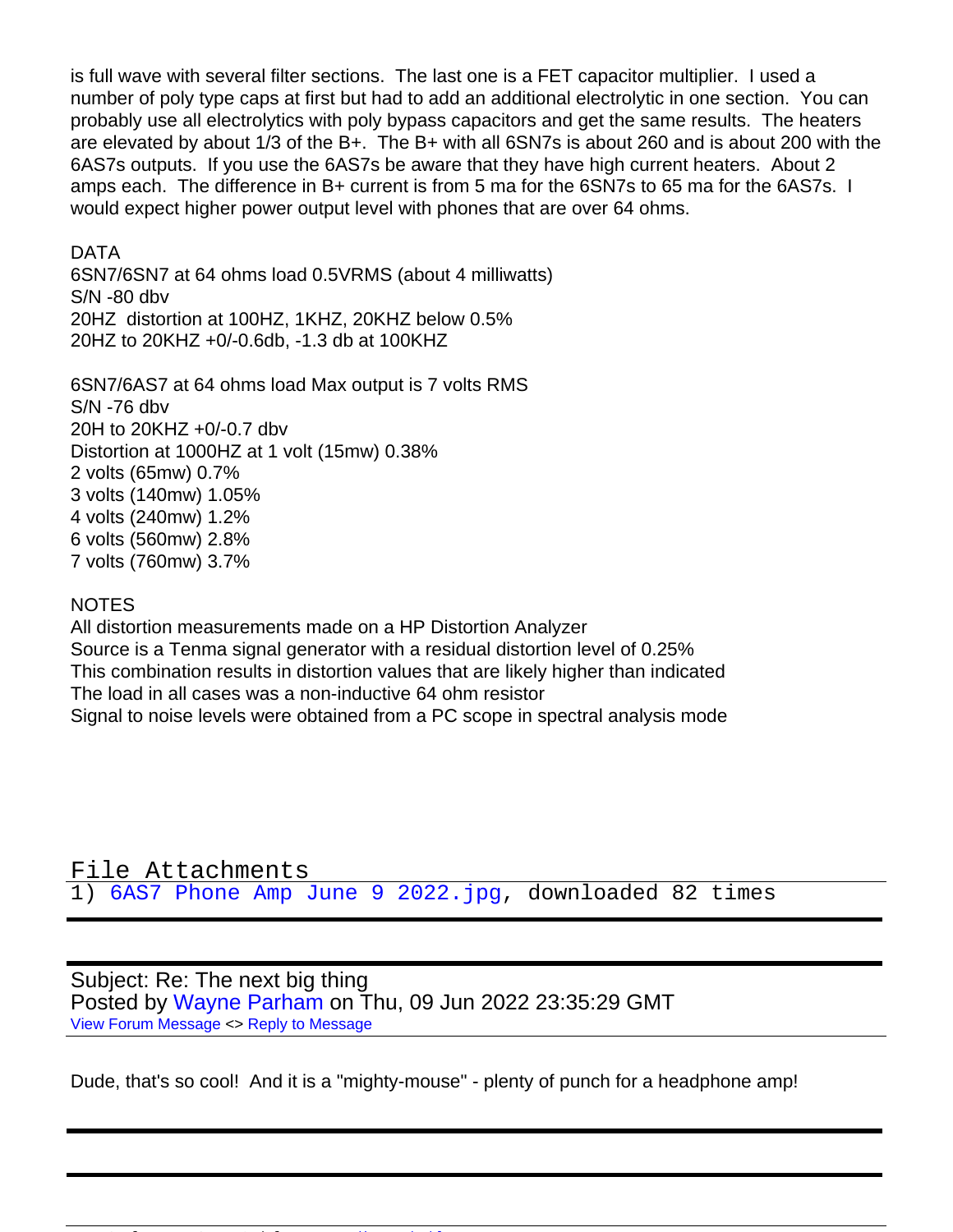is full wave with several filter sections. The last one is a FET capacitor multiplier. I used a number of poly type caps at first but had to add an additional electrolytic in one section. You can probably use all electrolytics with poly bypass capacitors and get the same results. The heaters are elevated by about 1/3 of the B+. The B+ with all 6SN7s is about 260 and is about 200 with the 6AS7s outputs. If you use the 6AS7s be aware that they have high current heaters. About 2 amps each. The difference in B+ current is from 5 ma for the 6SN7s to 65 ma for the 6AS7s. I would expect higher power output level with phones that are over 64 ohms.

DATA
6SN7/6SN7 at 64 ohms load 0.5VRMS (about 4 milliwatts)
S/N -80 dbv
20HZ distortion at 100HZ, 1KHZ, 20KHZ below 0.5%
20HZ to 20KHZ +0/-0.6db, -1.3 db at 100KHZ

6SN7/6AS7 at 64 ohms load Max output is 7 volts RMS
S/N -76 dbv
20H to 20KHZ +0/-0.7 dbv
Distortion at 1000HZ at 1 volt (15mw) 0.38%
2 volts (65mw) 0.7%
3 volts (140mw) 1.05%
4 volts (240mw) 1.2%
6 volts (560mw) 2.8%
7 volts (760mw) 3.7%

NOTES
All distortion measurements made on a HP Distortion Analyzer
Source is a Tenma signal generator with a residual distortion level of 0.25%
This combination results in distortion values that are likely higher than indicated
The load in all cases was a non-inductive 64 ohm resistor
Signal to noise levels were obtained from a PC scope in spectral analysis mode

File Attachments
1) 6AS7 Phone Amp June 9 2022.jpg, downloaded 82 times

---

Subject: Re: The next big thing
Posted by Wayne Parham on Thu, 09 Jun 2022 23:35:29 GMT
View Forum Message <> Reply to Message

Dude, that's so cool! And it is a "mighty-mouse" - plenty of punch for a headphone amp!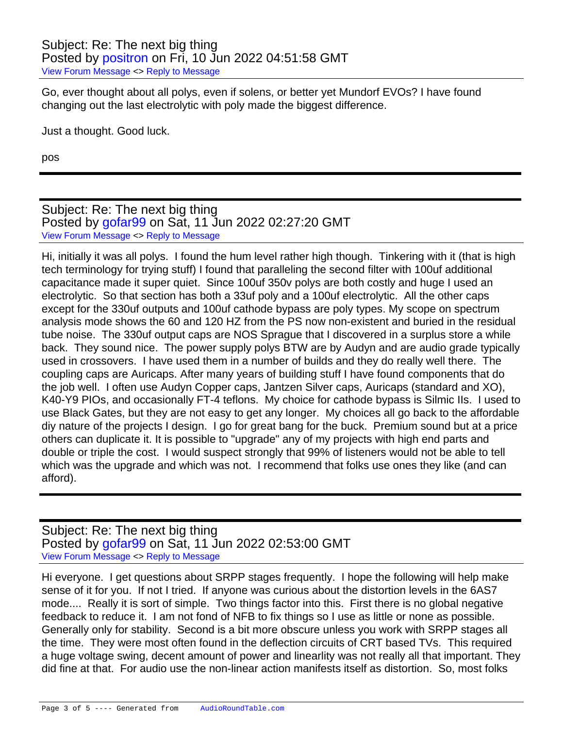Subject: Re: The next big thing
Posted by positron on Fri, 10 Jun 2022 04:51:58 GMT
View Forum Message <> Reply to Message

Go, ever thought about all polys, even if solens, or better yet Mundorf EVOs? I have found changing out the last electrolytic with poly made the biggest difference.

Just a thought. Good luck.

pos

---

Subject: Re: The next big thing
Posted by gofar99 on Sat, 11 Jun 2022 02:27:20 GMT
View Forum Message <> Reply to Message

Hi, initially it was all polys. I found the hum level rather high though. Tinkering with it (that is high tech terminology for trying stuff) I found that paralleling the second filter with 100uf additional capacitance made it super quiet. Since 100uf 350v polys are both costly and huge I used an electrolytic. So that section has both a 33uf poly and a 100uf electrolytic. All the other caps except for the 330uf outputs and 100uf cathode bypass are poly types. My scope on spectrum analysis mode shows the 60 and 120 HZ from the PS now non-existent and buried in the residual tube noise. The 330uf output caps are NOS Sprague that I discovered in a surplus store a while back. They sound nice. The power supply polys BTW are by Audyn and are audio grade typically used in crossovers. I have used them in a number of builds and they do really well there. The coupling caps are Auricaps. After many years of building stuff I have found components that do the job well. I often use Audyn Copper caps, Jantzen Silver caps, Auricaps (standard and XO), K40-Y9 PIOs, and occasionally FT-4 teflons. My choice for cathode bypass is Silmic IIs. I used to use Black Gates, but they are not easy to get any longer. My choices all go back to the affordable diy nature of the projects I design. I go for great bang for the buck. Premium sound but at a price others can duplicate it. It is possible to "upgrade" any of my projects with high end parts and double or triple the cost. I would suspect strongly that 99% of listeners would not be able to tell which was the upgrade and which was not. I recommend that folks use ones they like (and can afford).

---

Subject: Re: The next big thing
Posted by gofar99 on Sat, 11 Jun 2022 02:53:00 GMT
View Forum Message <> Reply to Message

Hi everyone. I get questions about SRPP stages frequently. I hope the following will help make sense of it for you. If not I tried. If anyone was curious about the distortion levels in the 6AS7 mode.... Really it is sort of simple. Two things factor into this. First there is no global negative feedback to reduce it. I am not fond of NFB to fix things so I use as little or none as possible. Generally only for stability. Second is a bit more obscure unless you work with SRPP stages all the time. They were most often found in the deflection circuits of CRT based TVs. This required a huge voltage swing, decent amount of power and linearity was not really all that important. They did fine at that. For audio use the non-linear action manifests itself as distortion. So, most folks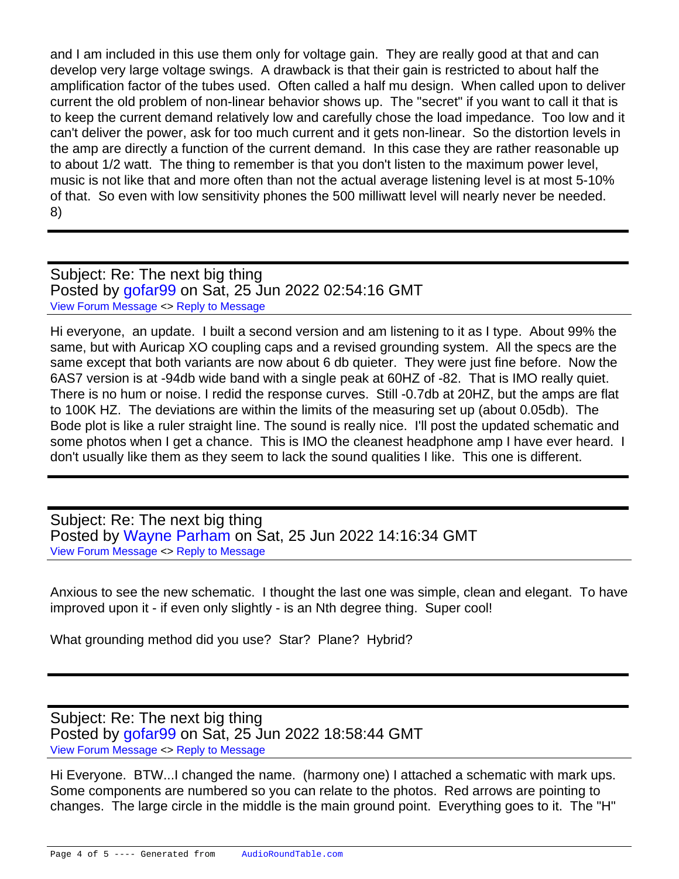and I am included in this use them only for voltage gain. They are really good at that and can develop very large voltage swings. A drawback is that their gain is restricted to about half the amplification factor of the tubes used. Often called a half mu design. When called upon to deliver current the old problem of non-linear behavior shows up. The "secret" if you want to call it that is to keep the current demand relatively low and carefully chose the load impedance. Too low and it can't deliver the power, ask for too much current and it gets non-linear. So the distortion levels in the amp are directly a function of the current demand. In this case they are rather reasonable up to about 1/2 watt. The thing to remember is that you don't listen to the maximum power level, music is not like that and more often than not the actual average listening level is at most 5-10% of that. So even with low sensitivity phones the 500 milliwatt level will nearly never be needed. 8)

---

Subject: Re: The next big thing
Posted by gofar99 on Sat, 25 Jun 2022 02:54:16 GMT
View Forum Message <> Reply to Message

Hi everyone, an update. I built a second version and am listening to it as I type. About 99% the same, but with Auricap XO coupling caps and a revised grounding system. All the specs are the same except that both variants are now about 6 db quieter. They were just fine before. Now the 6AS7 version is at -94db wide band with a single peak at 60HZ of -82. That is IMO really quiet. There is no hum or noise. I redid the response curves. Still -0.7db at 20HZ, but the amps are flat to 100K HZ. The deviations are within the limits of the measuring set up (about 0.05db). The Bode plot is like a ruler straight line. The sound is really nice. I'll post the updated schematic and some photos when I get a chance. This is IMO the cleanest headphone amp I have ever heard. I don't usually like them as they seem to lack the sound qualities I like. This one is different.

---

Subject: Re: The next big thing
Posted by Wayne Parham on Sat, 25 Jun 2022 14:16:34 GMT
View Forum Message <> Reply to Message

Anxious to see the new schematic. I thought the last one was simple, clean and elegant. To have improved upon it - if even only slightly - is an Nth degree thing. Super cool!

What grounding method did you use? Star? Plane? Hybrid?

---

Subject: Re: The next big thing
Posted by gofar99 on Sat, 25 Jun 2022 18:58:44 GMT
View Forum Message <> Reply to Message

Hi Everyone. BTW...I changed the name. (harmony one) I attached a schematic with mark ups. Some components are numbered so you can relate to the photos. Red arrows are pointing to changes. The large circle in the middle is the main ground point. Everything goes to it. The "H"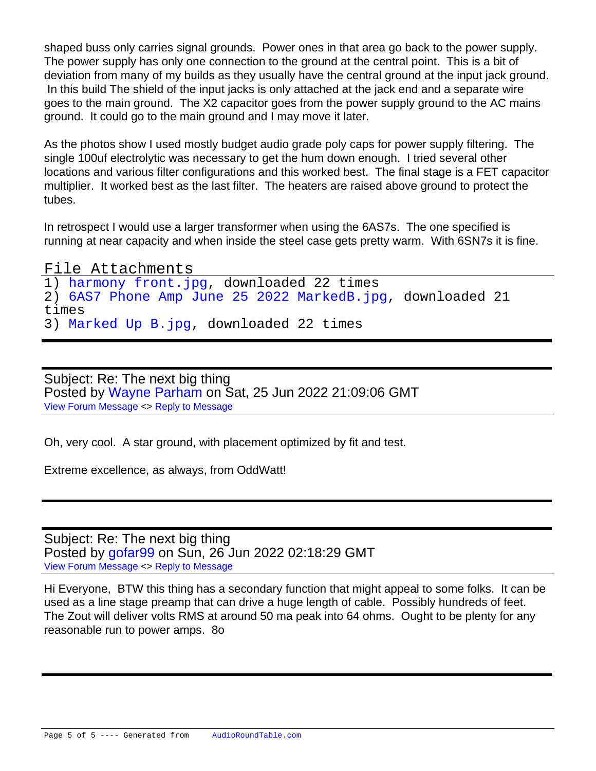shaped buss only carries signal grounds. Power ones in that area go back to the power supply. The power supply has only one connection to the ground at the central point. This is a bit of deviation from many of my builds as they usually have the central ground at the input jack ground. In this build The shield of the input jacks is only attached at the jack end and a separate wire goes to the main ground. The X2 capacitor goes from the power supply ground to the AC mains ground. It could go to the main ground and I may move it later.

As the photos show I used mostly budget audio grade poly caps for power supply filtering. The single 100uf electrolytic was necessary to get the hum down enough. I tried several other locations and various filter configurations and this worked best. The final stage is a FET capacitor multiplier. It worked best as the last filter. The heaters are raised above ground to protect the tubes.

In retrospect I would use a larger transformer when using the 6AS7s. The one specified is running at near capacity and when inside the steel case gets pretty warm. With 6SN7s it is fine.

## File Attachments

1) harmony front.jpg, downloaded 22 times
2) 6AS7 Phone Amp June 25 2022 MarkedB.jpg, downloaded 21 times
3) Marked Up B.jpg, downloaded 22 times

---

Subject: Re: The next big thing
Posted by Wayne Parham on Sat, 25 Jun 2022 21:09:06 GMT
View Forum Message <> Reply to Message

Oh, very cool. A star ground, with placement optimized by fit and test.

Extreme excellence, as always, from OddWatt!

---

Subject: Re: The next big thing
Posted by gofar99 on Sun, 26 Jun 2022 02:18:29 GMT
View Forum Message <> Reply to Message

Hi Everyone, BTW this thing has a secondary function that might appeal to some folks. It can be used as a line stage preamp that can drive a huge length of cable. Possibly hundreds of feet. The Zout will deliver volts RMS at around 50 ma peak into 64 ohms. Ought to be plenty for any reasonable run to power amps. 8o